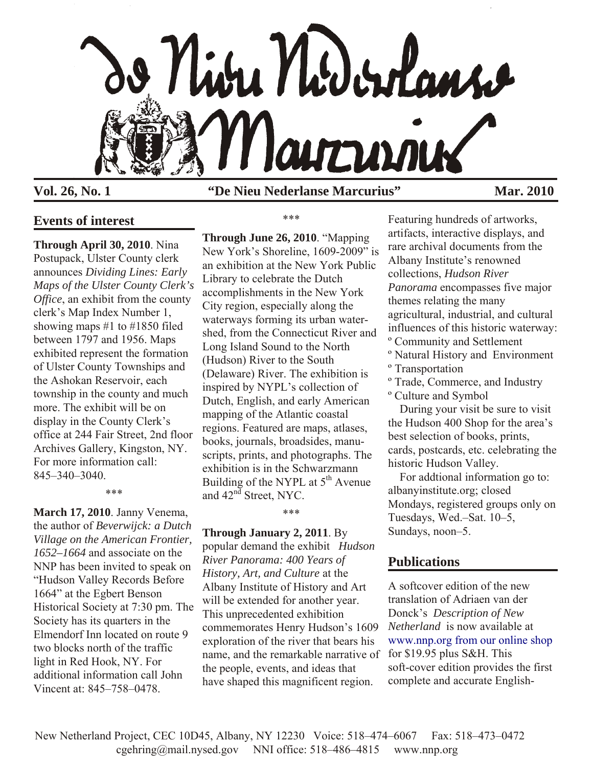# De Nieu Nederlanse Marcurius

**Vol. 26, No. 1** **"De Nieu Nederlanse Marcurius"** **Mar. 2010**

## Events of interest

**Through April 30, 2010**. Nina Postupack, Ulster County clerk announces *Dividing Lines: Early Maps of the Ulster County Clerk's Office*, an exhibit from the county clerk's Map Index Number 1, showing maps #1 to #1850 filed between 1797 and 1956. Maps exhibited represent the formation of Ulster County Townships and the Ashokan Reservoir, each township in the county and much more. The exhibit will be on display in the County Clerk's office at 244 Fair Street, 2nd floor Archives Gallery, Kingston, NY. For more information call: 845–340–3040.

\*\*\*

**March 17, 2010**. Janny Venema, the author of *Beverwijck: a Dutch Village on the American Frontier, 1652–1664* and associate on the NNP has been invited to speak on "Hudson Valley Records Before 1664" at the Egbert Benson Historical Society at 7:30 pm. The Society has its quarters in the Elmendorf Inn located on route 9 two blocks north of the traffic light in Red Hook, NY. For additional information call John Vincent at: 845–758–0478.

\*\*\*

**Through June 26, 2010**. "Mapping New York's Shoreline, 1609-2009" is an exhibition at the New York Public Library to celebrate the Dutch accomplishments in the New York City region, especially along the waterways forming its urban watershed, from the Connecticut River and Long Island Sound to the North (Hudson) River to the South (Delaware) River. The exhibition is inspired by NYPL's collection of Dutch, English, and early American mapping of the Atlantic coastal regions. Featured are maps, atlases, books, journals, broadsides, manuscripts, prints, and photographs. The exhibition is in the Schwarzmann Building of the NYPL at 5th Avenue and 42nd Street, NYC.

\*\*\*

**Through January 2, 2011**. By popular demand the exhibit *Hudson River Panorama: 400 Years of History, Art, and Culture* at the Albany Institute of History and Art will be extended for another year. This unprecedented exhibition commemorates Henry Hudson's 1609 exploration of the river that bears his name, and the remarkable narrative of the people, events, and ideas that have shaped this magnificent region. Featuring hundreds of artworks, artifacts, interactive displays, and rare archival documents from the Albany Institute's renowned collections, *Hudson River Panorama* encompasses five major themes relating the many agricultural, industrial, and cultural influences of this historic waterway:

- Community and Settlement
- Natural History and Environment
- Transportation
- Trade, Commerce, and Industry
- Culture and Symbol

During your visit be sure to visit the Hudson 400 Shop for the area's best selection of books, prints, cards, postcards, etc. celebrating the historic Hudson Valley.

For addtional information go to: albanyinstitute.org; closed Mondays, registered groups only on Tuesdays, Wed.–Sat. 10–5, Sundays, noon–5.

## Publications

A softcover edition of the new translation of Adriaen van der Donck's *Description of New Netherland* is now available at www.nnp.org from our online shop for $19.95 plus S&H. This soft-cover edition provides the first complete and accurate English-

New Netherland Project, CEC 10D45, Albany, NY 12230 Voice: 518–474–6067 Fax: 518–473–0472
cgehring@mail.nysed.gov NNI office: 518–486–4815 www.nnp.org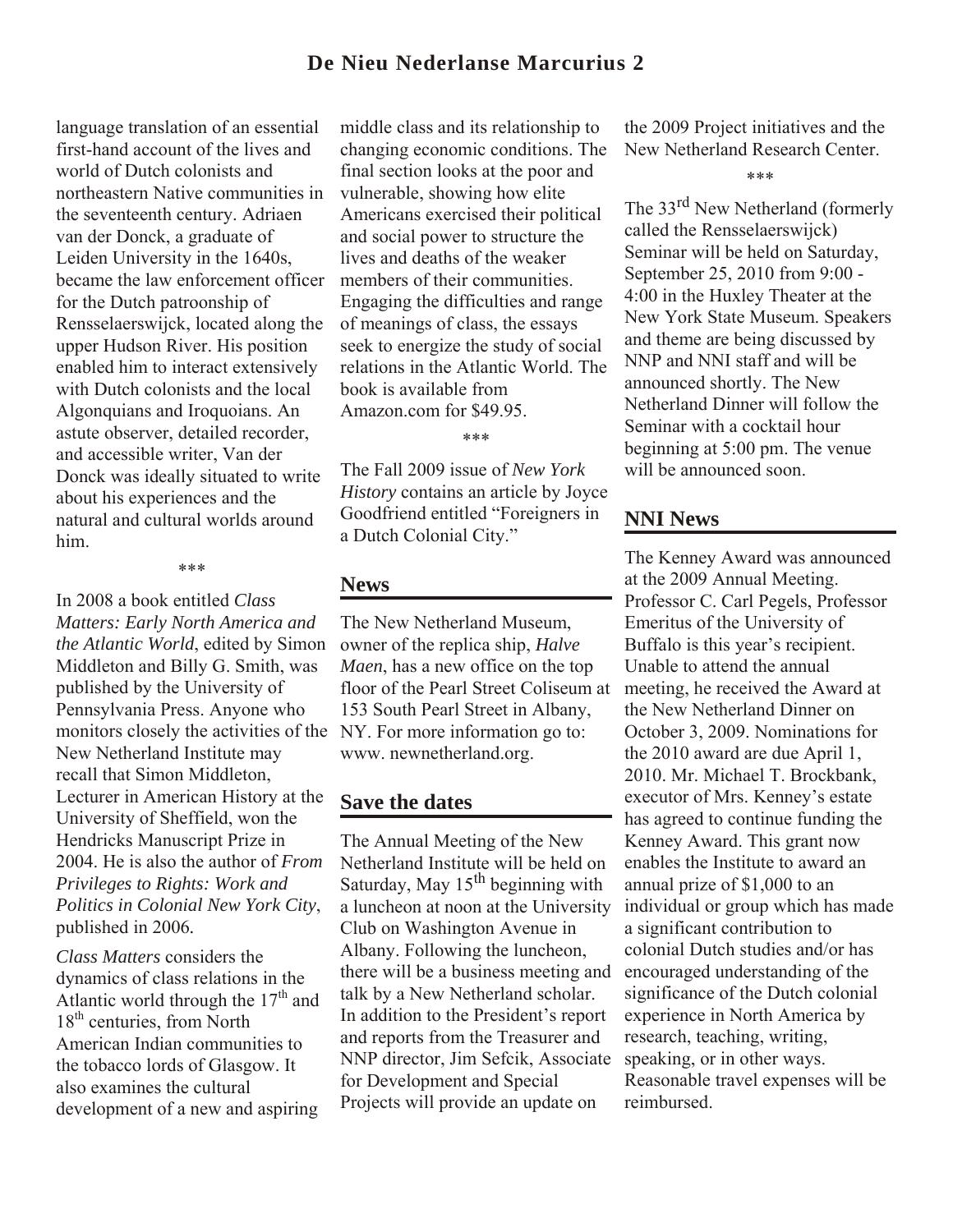language translation of an essential first-hand account of the lives and world of Dutch colonists and northeastern Native communities in the seventeenth century. Adriaen van der Donck, a graduate of Leiden University in the 1640s, became the law enforcement officer for the Dutch patroonship of Rensselaerswijck, located along the upper Hudson River. His position enabled him to interact extensively with Dutch colonists and the local Algonquians and Iroquoians. An astute observer, detailed recorder, and accessible writer, Van der Donck was ideally situated to write about his experiences and the natural and cultural worlds around him.

\*\*\*

In 2008 a book entitled *Class Matters: Early North America and the Atlantic World*, edited by Simon Middleton and Billy G. Smith, was published by the University of Pennsylvania Press. Anyone who monitors closely the activities of the New Netherland Institute may recall that Simon Middleton, Lecturer in American History at the University of Sheffield, won the Hendricks Manuscript Prize in 2004. He is also the author of *From Privileges to Rights: Work and Politics in Colonial New York City*, published in 2006.

*Class Matters* considers the dynamics of class relations in the Atlantic world through the 17th and 18th centuries, from North American Indian communities to the tobacco lords of Glasgow. It also examines the cultural development of a new and aspiring middle class and its relationship to changing economic conditions. The final section looks at the poor and vulnerable, showing how elite Americans exercised their political and social power to structure the lives and deaths of the weaker members of their communities. Engaging the difficulties and range of meanings of class, the essays seek to energize the study of social relations in the Atlantic World. The book is available from Amazon.com for $49.95.

\*\*\*

The Fall 2009 issue of *New York History* contains an article by Joyce Goodfriend entitled "Foreigners in a Dutch Colonial City."

## News

The New Netherland Museum, owner of the replica ship, *Halve Maen*, has a new office on the top floor of the Pearl Street Coliseum at 153 South Pearl Street in Albany, NY. For more information go to: www. newnetherland.org.

## Save the dates

The Annual Meeting of the New Netherland Institute will be held on Saturday, May 15th beginning with a luncheon at noon at the University Club on Washington Avenue in Albany. Following the luncheon, there will be a business meeting and talk by a New Netherland scholar. In addition to the President's report and reports from the Treasurer and NNP director, Jim Sefcik, Associate for Development and Special Projects will provide an update on the 2009 Project initiatives and the New Netherland Research Center.

\*\*\*

The 33rd New Netherland (formerly called the Rensselaerswijck) Seminar will be held on Saturday, September 25, 2010 from 9:00 - 4:00 in the Huxley Theater at the New York State Museum. Speakers and theme are being discussed by NNP and NNI staff and will be announced shortly. The New Netherland Dinner will follow the Seminar with a cocktail hour beginning at 5:00 pm. The venue will be announced soon.

## NNI News

The Kenney Award was announced at the 2009 Annual Meeting. Professor C. Carl Pegels, Professor Emeritus of the University of Buffalo is this year's recipient. Unable to attend the annual meeting, he received the Award at the New Netherland Dinner on October 3, 2009. Nominations for the 2010 award are due April 1, 2010. Mr. Michael T. Brockbank, executor of Mrs. Kenney's estate has agreed to continue funding the Kenney Award. This grant now enables the Institute to award an annual prize of $1,000 to an individual or group which has made a significant contribution to colonial Dutch studies and/or has encouraged understanding of the significance of the Dutch colonial experience in North America by research, teaching, writing, speaking, or in other ways. Reasonable travel expenses will be reimbursed.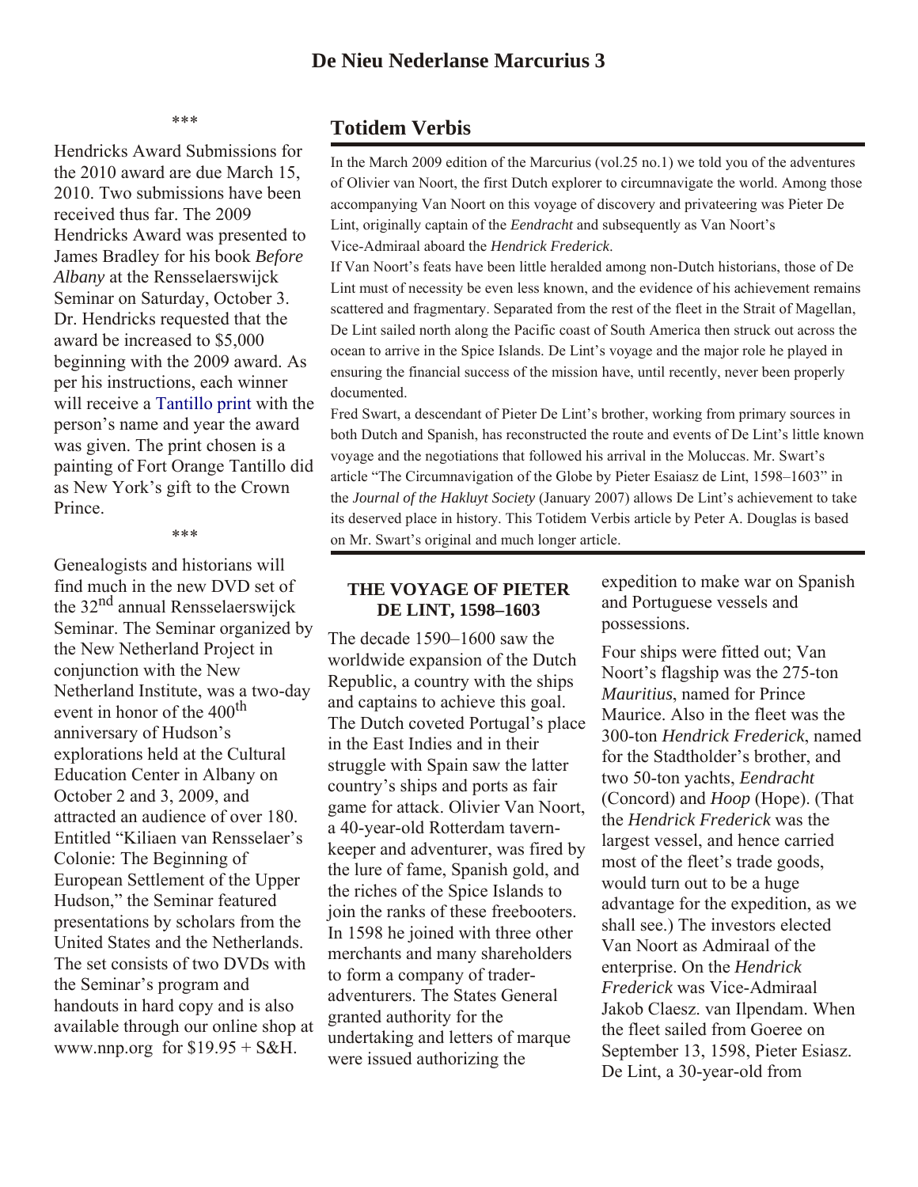\*\*\*

Hendricks Award Submissions for the 2010 award are due March 15, 2010. Two submissions have been received thus far. The 2009 Hendricks Award was presented to James Bradley for his book *Before Albany* at the Rensselaerswijck Seminar on Saturday, October 3. Dr. Hendricks requested that the award be increased to $5,000 beginning with the 2009 award. As per his instructions, each winner will receive a Tantillo print with the person's name and year the award was given. The print chosen is a painting of Fort Orange Tantillo did as New York's gift to the Crown Prince.

\*\*\*

Genealogists and historians will find much in the new DVD set of the 32nd annual Rensselaerswijck Seminar. The Seminar organized by the New Netherland Project in conjunction with the New Netherland Institute, was a two-day event in honor of the 400th anniversary of Hudson's explorations held at the Cultural Education Center in Albany on October 2 and 3, 2009, and attracted an audience of over 180. Entitled "Kiliaen van Rensselaer's Colonie: The Beginning of European Settlement of the Upper Hudson," the Seminar featured presentations by scholars from the United States and the Netherlands. The set consists of two DVDs with the Seminar's program and handouts in hard copy and is also available through our online shop at www.nnp.org for $19.95 + S&H.

## Totidem Verbis

In the March 2009 edition of the Marcurius (vol.25 no.1) we told you of the adventures of Olivier van Noort, the first Dutch explorer to circumnavigate the world. Among those accompanying Van Noort on this voyage of discovery and privateering was Pieter De Lint, originally captain of the *Eendracht* and subsequently as Van Noort's Vice-Admiraal aboard the *Hendrick Frederick*.

If Van Noort's feats have been little heralded among non-Dutch historians, those of De Lint must of necessity be even less known, and the evidence of his achievement remains scattered and fragmentary. Separated from the rest of the fleet in the Strait of Magellan, De Lint sailed north along the Pacific coast of South America then struck out across the ocean to arrive in the Spice Islands. De Lint's voyage and the major role he played in ensuring the financial success of the mission have, until recently, never been properly documented.

Fred Swart, a descendant of Pieter De Lint's brother, working from primary sources in both Dutch and Spanish, has reconstructed the route and events of De Lint's little known voyage and the negotiations that followed his arrival in the Moluccas. Mr. Swart's article "The Circumnavigation of the Globe by Pieter Esaiasz de Lint, 1598–1603" in the *Journal of the Hakluyt Society* (January 2007) allows De Lint's achievement to take its deserved place in history. This Totidem Verbis article by Peter A. Douglas is based on Mr. Swart's original and much longer article.

### THE VOYAGE OF PIETER DE LINT, 1598–1603

The decade 1590–1600 saw the worldwide expansion of the Dutch Republic, a country with the ships and captains to achieve this goal. The Dutch coveted Portugal's place in the East Indies and in their struggle with Spain saw the latter country's ships and ports as fair game for attack. Olivier Van Noort, a 40-year-old Rotterdam tavern-keeper and adventurer, was fired by the lure of fame, Spanish gold, and the riches of the Spice Islands to join the ranks of these freebooters. In 1598 he joined with three other merchants and many shareholders to form a company of trader-adventurers. The States General granted authority for the undertaking and letters of marque were issued authorizing the expedition to make war on Spanish and Portuguese vessels and possessions.

Four ships were fitted out; Van Noort's flagship was the 275-ton *Mauritius*, named for Prince Maurice. Also in the fleet was the 300-ton *Hendrick Frederick*, named for the Stadtholder's brother, and two 50-ton yachts, *Eendracht* (Concord) and *Hoop* (Hope). (That the *Hendrick Frederick* was the largest vessel, and hence carried most of the fleet's trade goods, would turn out to be a huge advantage for the expedition, as we shall see.) The investors elected Van Noort as Admiraal of the enterprise. On the *Hendrick Frederick* was Vice-Admiraal Jakob Claesz. van Ilpendam. When the fleet sailed from Goeree on September 13, 1598, Pieter Esiasz. De Lint, a 30-year-old from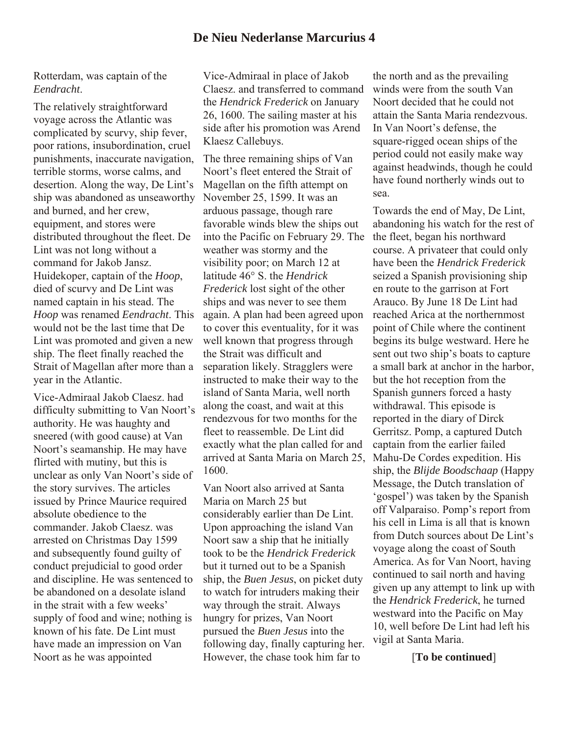Rotterdam, was captain of the *Eendracht*.

The relatively straightforward voyage across the Atlantic was complicated by scurvy, ship fever, poor rations, insubordination, cruel punishments, inaccurate navigation, terrible storms, worse calms, and desertion. Along the way, De Lint's ship was abandoned as unseaworthy and burned, and her crew, equipment, and stores were distributed throughout the fleet. De Lint was not long without a command for Jakob Jansz. Huidekoper, captain of the *Hoop*, died of scurvy and De Lint was named captain in his stead. The *Hoop* was renamed *Eendracht*. This would not be the last time that De Lint was promoted and given a new ship. The fleet finally reached the Strait of Magellan after more than a year in the Atlantic.

Vice-Admiraal Jakob Claesz. had difficulty submitting to Van Noort's authority. He was haughty and sneered (with good cause) at Van Noort's seamanship. He may have flirted with mutiny, but this is unclear as only Van Noort's side of the story survives. The articles issued by Prince Maurice required absolute obedience to the commander. Jakob Claesz. was arrested on Christmas Day 1599 and subsequently found guilty of conduct prejudicial to good order and discipline. He was sentenced to be abandoned on a desolate island in the strait with a few weeks' supply of food and wine; nothing is known of his fate. De Lint must have made an impression on Van Noort as he was appointed Vice-Admiraal in place of Jakob Claesz. and transferred to command the *Hendrick Frederick* on January 26, 1600. The sailing master at his side after his promotion was Arend Klaesz Callebuys.

The three remaining ships of Van Noort's fleet entered the Strait of Magellan on the fifth attempt on November 25, 1599. It was an arduous passage, though rare favorable winds blew the ships out into the Pacific on February 29. The weather was stormy and the visibility poor; on March 12 at latitude 46° S. the *Hendrick Frederick* lost sight of the other ships and was never to see them again. A plan had been agreed upon to cover this eventuality, for it was well known that progress through the Strait was difficult and separation likely. Stragglers were instructed to make their way to the island of Santa Maria, well north along the coast, and wait at this rendezvous for two months for the fleet to reassemble. De Lint did exactly what the plan called for and arrived at Santa Maria on March 25, 1600.

Van Noort also arrived at Santa Maria on March 25 but considerably earlier than De Lint. Upon approaching the island Van Noort saw a ship that he initially took to be the *Hendrick Frederick* but it turned out to be a Spanish ship, the *Buen Jesus*, on picket duty to watch for intruders making their way through the strait. Always hungry for prizes, Van Noort pursued the *Buen Jesus* into the following day, finally capturing her. However, the chase took him far to the north and as the prevailing winds were from the south Van Noort decided that he could not attain the Santa Maria rendezvous. In Van Noort's defense, the square-rigged ocean ships of the period could not easily make way against headwinds, though he could have found northerly winds out to sea.

Towards the end of May, De Lint, abandoning his watch for the rest of the fleet, began his northward course. A privateer that could only have been the *Hendrick Frederick* seized a Spanish provisioning ship en route to the garrison at Fort Arauco. By June 18 De Lint had reached Arica at the northernmost point of Chile where the continent begins its bulge westward. Here he sent out two ship's boats to capture a small bark at anchor in the harbor, but the hot reception from the Spanish gunners forced a hasty withdrawal. This episode is reported in the diary of Dirck Gerritsz. Pomp, a captured Dutch captain from the earlier failed Mahu-De Cordes expedition. His ship, the *Blijde Boodschaap* (Happy Message, the Dutch translation of 'gospel') was taken by the Spanish off Valparaiso. Pomp's report from his cell in Lima is all that is known from Dutch sources about De Lint's voyage along the coast of South America. As for Van Noort, having continued to sail north and having given up any attempt to link up with the *Hendrick Frederick*, he turned westward into the Pacific on May 10, well before De Lint had left his vigil at Santa Maria.

[**To be continued**]